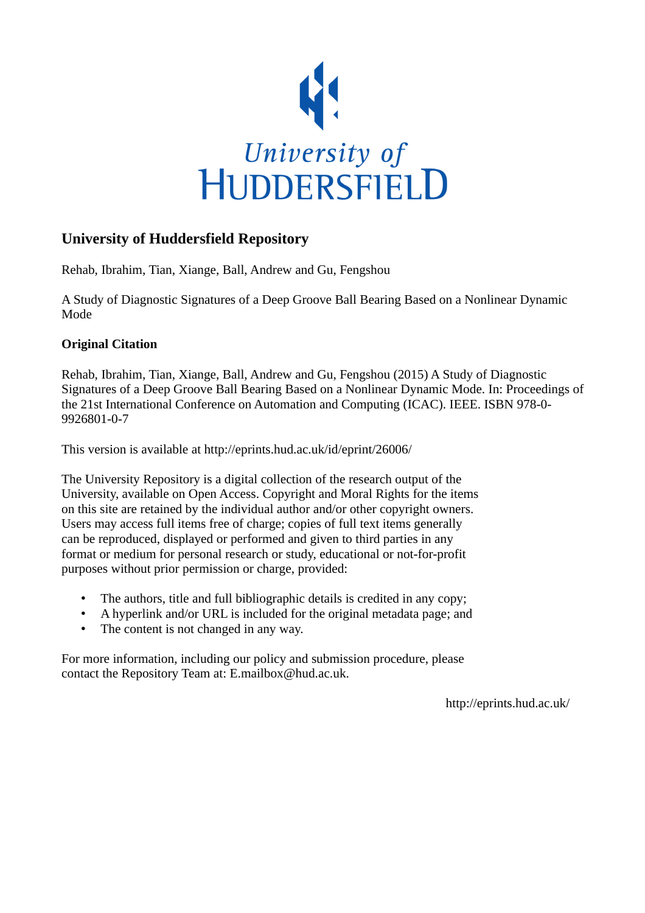University of
HUDDERSFIELD

## University of Huddersfield Repository

Rehab, Ibrahim, Tian, Xiange, Ball, Andrew and Gu, Fengshou

A Study of Diagnostic Signatures of a Deep Groove Ball Bearing Based on a Nonlinear Dynamic Mode

### Original Citation

Rehab, Ibrahim, Tian, Xiange, Ball, Andrew and Gu, Fengshou (2015) A Study of Diagnostic Signatures of a Deep Groove Ball Bearing Based on a Nonlinear Dynamic Mode. In: Proceedings of the 21st International Conference on Automation and Computing (ICAC). IEEE. ISBN 978-0-9926801-0-7

This version is available at http://eprints.hud.ac.uk/id/eprint/26006/

The University Repository is a digital collection of the research output of the University, available on Open Access. Copyright and Moral Rights for the items on this site are retained by the individual author and/or other copyright owners. Users may access full items free of charge; copies of full text items generally can be reproduced, displayed or performed and given to third parties in any format or medium for personal research or study, educational or not-for-profit purposes without prior permission or charge, provided:

- The authors, title and full bibliographic details is credited in any copy;
- A hyperlink and/or URL is included for the original metadata page; and
- The content is not changed in any way.

For more information, including our policy and submission procedure, please contact the Repository Team at: E.mailbox@hud.ac.uk.

http://eprints.hud.ac.uk/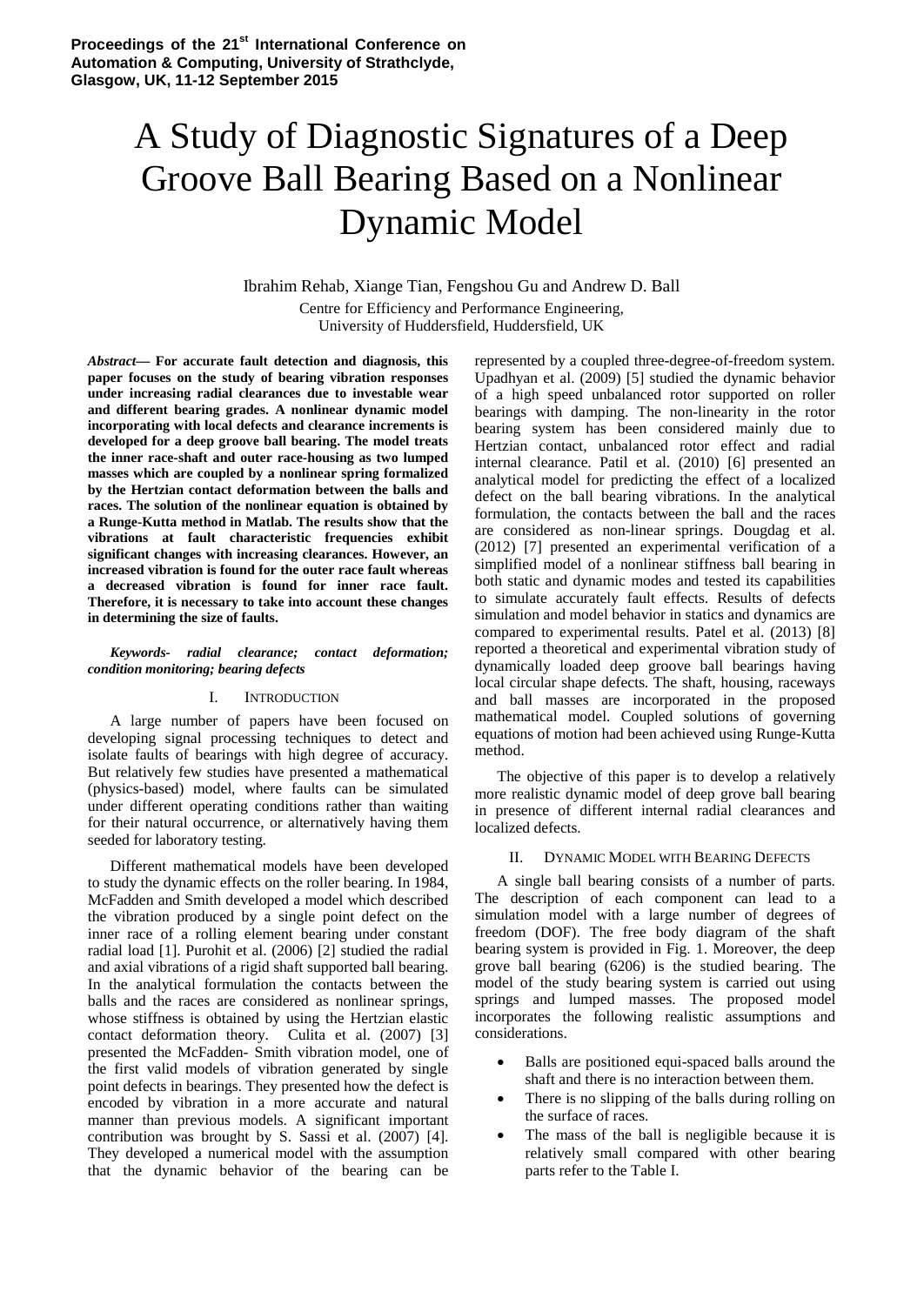Proceedings of the 21st International Conference on Automation & Computing, University of Strathclyde, Glasgow, UK, 11-12 September 2015

# A Study of Diagnostic Signatures of a Deep Groove Ball Bearing Based on a Nonlinear Dynamic Model

Ibrahim Rehab, Xiange Tian, Fengshou Gu and Andrew D. Ball

Centre for Efficiency and Performance Engineering, University of Huddersfield, Huddersfield, UK

***Abstract*— For accurate fault detection and diagnosis, this paper focuses on the study of bearing vibration responses under increasing radial clearances due to investable wear and different bearing grades. A nonlinear dynamic model incorporating with local defects and clearance increments is developed for a deep groove ball bearing. The model treats the inner race-shaft and outer race-housing as two lumped masses which are coupled by a nonlinear spring formalized by the Hertzian contact deformation between the balls and races. The solution of the nonlinear equation is obtained by a Runge-Kutta method in Matlab. The results show that the vibrations at fault characteristic frequencies exhibit significant changes with increasing clearances. However, an increased vibration is found for the outer race fault whereas a decreased vibration is found for inner race fault. Therefore, it is necessary to take into account these changes in determining the size of faults.**

***Keywords- radial clearance; contact deformation; condition monitoring; bearing defects***

## I. Introduction

A large number of papers have been focused on developing signal processing techniques to detect and isolate faults of bearings with high degree of accuracy. But relatively few studies have presented a mathematical (physics-based) model, where faults can be simulated under different operating conditions rather than waiting for their natural occurrence, or alternatively having them seeded for laboratory testing.

Different mathematical models have been developed to study the dynamic effects on the roller bearing. In 1984, McFadden and Smith developed a model which described the vibration produced by a single point defect on the inner race of a rolling element bearing under constant radial load [1]. Purohit et al. (2006) [2] studied the radial and axial vibrations of a rigid shaft supported ball bearing. In the analytical formulation the contacts between the balls and the races are considered as nonlinear springs, whose stiffness is obtained by using the Hertzian elastic contact deformation theory. Culita et al. (2007) [3] presented the McFadden- Smith vibration model, one of the first valid models of vibration generated by single point defects in bearings. They presented how the defect is encoded by vibration in a more accurate and natural manner than previous models. A significant important contribution was brought by S. Sassi et al. (2007) [4]. They developed a numerical model with the assumption that the dynamic behavior of the bearing can be represented by a coupled three-degree-of-freedom system. Upadhyan et al. (2009) [5] studied the dynamic behavior of a high speed unbalanced rotor supported on roller bearings with damping. The non-linearity in the rotor bearing system has been considered mainly due to Hertzian contact, unbalanced rotor effect and radial internal clearance. Patil et al. (2010) [6] presented an analytical model for predicting the effect of a localized defect on the ball bearing vibrations. In the analytical formulation, the contacts between the ball and the races are considered as non-linear springs. Dougdag et al. (2012) [7] presented an experimental verification of a simplified model of a nonlinear stiffness ball bearing in both static and dynamic modes and tested its capabilities to simulate accurately fault effects. Results of defects simulation and model behavior in statics and dynamics are compared to experimental results. Patel et al. (2013) [8] reported a theoretical and experimental vibration study of dynamically loaded deep groove ball bearings having local circular shape defects. The shaft, housing, raceways and ball masses are incorporated in the proposed mathematical model. Coupled solutions of governing equations of motion had been achieved using Runge-Kutta method.

The objective of this paper is to develop a relatively more realistic dynamic model of deep grove ball bearing in presence of different internal radial clearances and localized defects.

## II. Dynamic Model with Bearing Defects

A single ball bearing consists of a number of parts. The description of each component can lead to a simulation model with a large number of degrees of freedom (DOF). The free body diagram of the shaft bearing system is provided in Fig. 1. Moreover, the deep grove ball bearing (6206) is the studied bearing. The model of the study bearing system is carried out using springs and lumped masses. The proposed model incorporates the following realistic assumptions and considerations.

- Balls are positioned equi-spaced balls around the shaft and there is no interaction between them.
- There is no slipping of the balls during rolling on the surface of races.
- The mass of the ball is negligible because it is relatively small compared with other bearing parts refer to the Table I.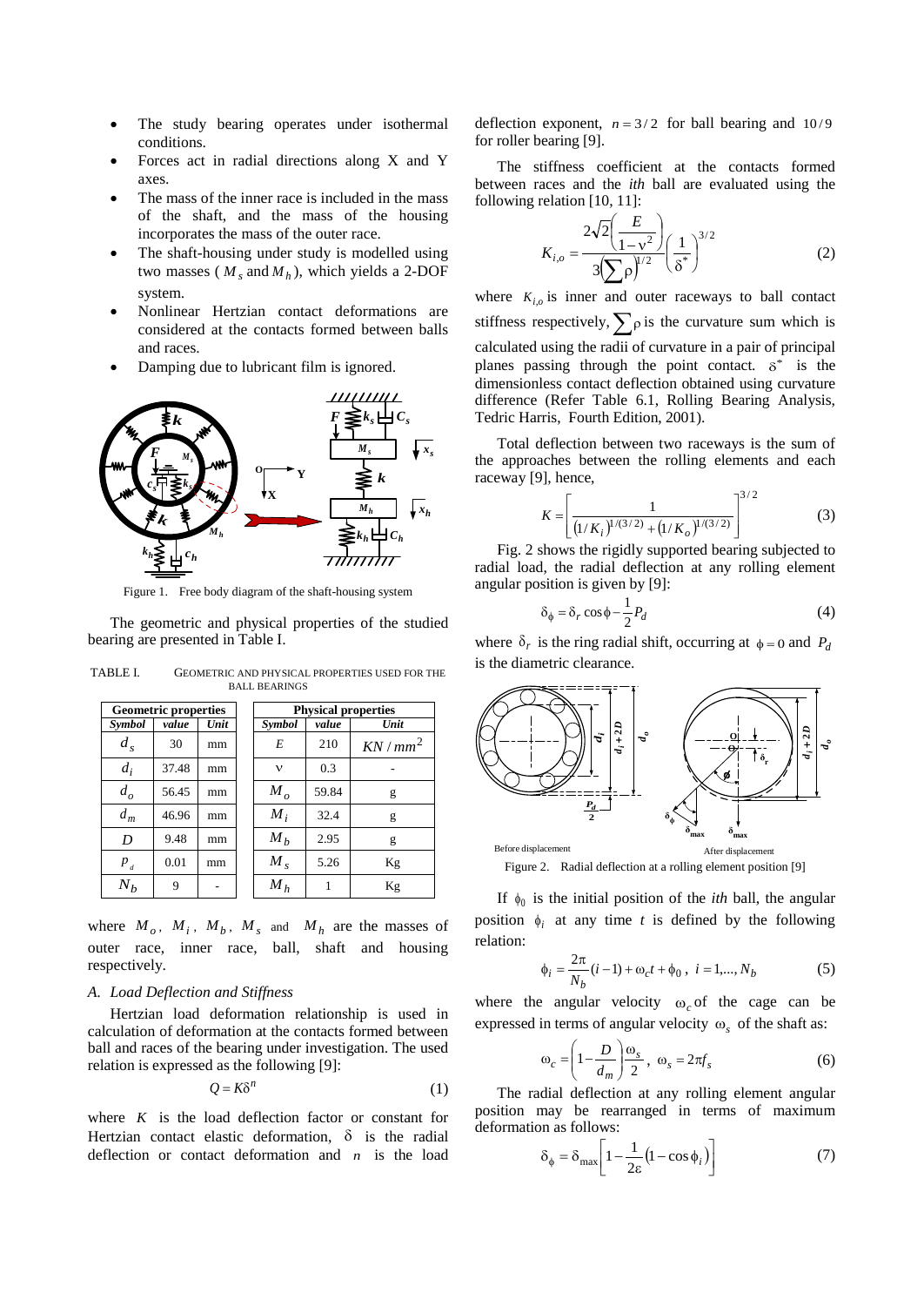- The study bearing operates under isothermal conditions.
- Forces act in radial directions along X and Y axes.
- The mass of the inner race is included in the mass of the shaft, and the mass of the housing incorporates the mass of the outer race.
- The shaft-housing under study is modelled using two masses ($M_s$ and $M_h$), which yields a 2-DOF system.
- Nonlinear Hertzian contact deformations are considered at the contacts formed between balls and races.
- Damping due to lubricant film is ignored.

Figure 1. Free body diagram of the shaft-housing system

The geometric and physical properties of the studied bearing are presented in Table I.

TABLE I. GEOMETRIC AND PHYSICAL PROPERTIES USED FOR THE BALL BEARINGS

| Geometric properties | | | Physical properties | | |
|---|---|---|---|---|---|
| *Symbol* | *value* | *Unit* | *Symbol* | *value* | *Unit* |
| $d_s$ | 30 | mm | $E$ | 210 | $KN/mm^2$ |
| $d_i$ | 37.48 | mm | $\nu$ | 0.3 | - |
| $d_o$ | 56.45 | mm | $M_o$ | 59.84 | g |
| $d_m$ | 46.96 | mm | $M_i$ | 32.4 | g |
| $D$ | 9.48 | mm | $M_b$ | 2.95 | g |
| $P_d$ | 0.01 | mm | $M_s$ | 5.26 | Kg |
| $N_b$ | 9 | - | $M_h$ | 1 | Kg |

where $M_o$, $M_i$, $M_b$, $M_s$ and $M_h$ are the masses of outer race, inner race, ball, shaft and housing respectively.

### A. Load Deflection and Stiffness

Hertzian load deformation relationship is used in calculation of deformation at the contacts formed between ball and races of the bearing under investigation. The used relation is expressed as the following [9]:

$$Q = K\delta^n \tag{1}$$

where $K$ is the load deflection factor or constant for Hertzian contact elastic deformation, $\delta$ is the radial deflection or contact deformation and $n$ is the load deflection exponent, $n = 3/2$ for ball bearing and $10/9$ for roller bearing [9].

The stiffness coefficient at the contacts formed between races and the *ith* ball are evaluated using the following relation [10, 11]:

$$K_{i,o} = \frac{2\sqrt{2}\left(\dfrac{E}{1-\nu^2}\right)}{3\left(\sum\rho\right)^{1/2}}\left(\frac{1}{\delta^*}\right)^{3/2} \tag{2}$$

where $K_{i,o}$ is inner and outer raceways to ball contact stiffness respectively, $\sum\rho$ is the curvature sum which is calculated using the radii of curvature in a pair of principal planes passing through the point contact. $\delta^*$ is the dimensionless contact deflection obtained using curvature difference (Refer Table 6.1, Rolling Bearing Analysis, Tedric Harris, Fourth Edition, 2001).

Total deflection between two raceways is the sum of the approaches between the rolling elements and each raceway [9], hence,

$$K = \left[\frac{1}{\left(1/K_i\right)^{1/(3/2)} + \left(1/K_o\right)^{1/(3/2)}}\right]^{3/2} \tag{3}$$

Fig. 2 shows the rigidly supported bearing subjected to radial load, the radial deflection at any rolling element angular position is given by [9]:

$$\delta_\phi = \delta_r \cos\phi - \frac{1}{2}P_d \tag{4}$$

where $\delta_r$ is the ring radial shift, occurring at $\phi = 0$ and $P_d$ is the diametric clearance.

Figure 2. Radial deflection at a rolling element position [9]

If $\phi_0$ is the initial position of the *ith* ball, the angular position $\phi_i$ at any time $t$ is defined by the following relation:

$$\phi_i = \frac{2\pi}{N_b}(i-1) + \omega_c t + \phi_0,\ i = 1,\ldots,N_b \tag{5}$$

where the angular velocity $\omega_c$ of the cage can be expressed in terms of angular velocity $\omega_s$ of the shaft as:

$$\omega_c = \left(1 - \frac{D}{d_m}\right)\frac{\omega_s}{2},\ \omega_s = 2\pi f_s \tag{6}$$

The radial deflection at any rolling element angular position may be rearranged in terms of maximum deformation as follows:

$$\delta_\phi = \delta_{\max}\left[1 - \frac{1}{2\varepsilon}\left(1-\cos\phi_i\right)\right] \tag{7}$$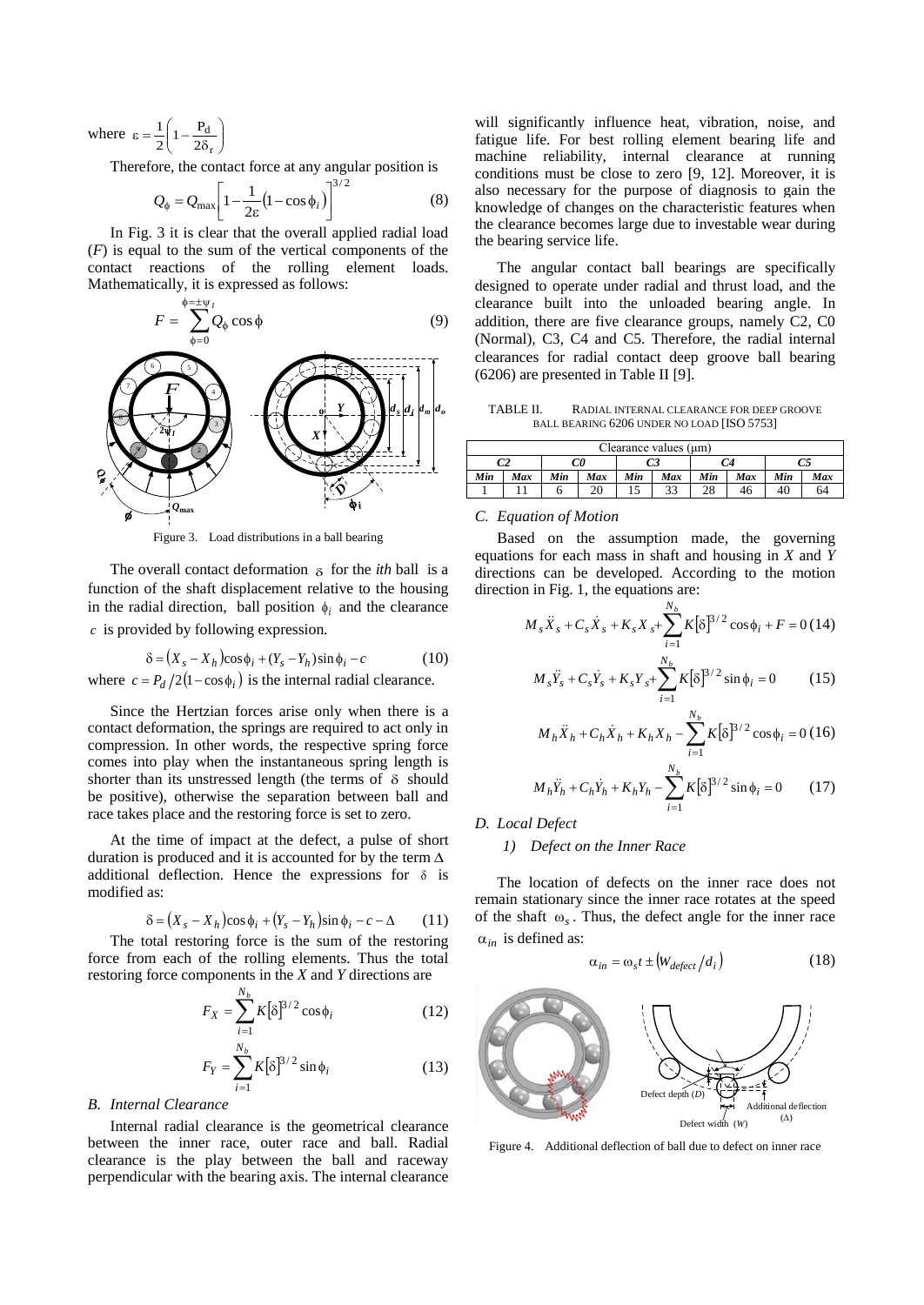where $\varepsilon = \frac{1}{2}\left(1 - \frac{P_d}{2\delta_r}\right)$

Therefore, the contact force at any angular position is

$$Q_\phi = Q_{\max}\left[1 - \frac{1}{2\varepsilon}\left(1 - \cos\phi_i\right)\right]^{3/2} \tag{8}$$

In Fig. 3 it is clear that the overall applied radial load ($F$) is equal to the sum of the vertical components of the contact reactions of the rolling element loads. Mathematically, it is expressed as follows:

$$F = \sum_{\phi=0}^{\phi=\pm\psi_l} Q_\phi \cos\phi \tag{9}$$

Figure 3. Load distributions in a ball bearing

The overall contact deformation $\delta$ for the *ith* ball is a function of the shaft displacement relative to the housing in the radial direction, ball position $\phi_i$ and the clearance $c$ is provided by following expression.

$$\delta = \left(X_s - X_h\right)\cos\phi_i + (Y_s - Y_h)\sin\phi_i - c \tag{10}$$

where $c = P_d / 2\left(1 - \cos\phi_i\right)$ is the internal radial clearance.

Since the Hertzian forces arise only when there is a contact deformation, the springs are required to act only in compression. In other words, the respective spring force comes into play when the instantaneous spring length is shorter than its unstressed length (the terms of $\delta$ should be positive), otherwise the separation between ball and race takes place and the restoring force is set to zero.

At the time of impact at the defect, a pulse of short duration is produced and it is accounted for by the term $\Delta$ additional deflection. Hence the expressions for $\delta$ is modified as:

$$\delta = \left(X_s - X_h\right)\cos\phi_i + \left(Y_s - Y_h\right)\sin\phi_i - c - \Delta \tag{11}$$

The total restoring force is the sum of the restoring force from each of the rolling elements. Thus the total restoring force components in the *X* and *Y* directions are

$$F_X = \sum_{i=1}^{N_b} K[\delta]^{3/2}\cos\phi_i \tag{12}$$

$$F_Y = \sum_{i=1}^{N_b} K[\delta]^{3/2}\sin\phi_i \tag{13}$$

### B. Internal Clearance

Internal radial clearance is the geometrical clearance between the inner race, outer race and ball. Radial clearance is the play between the ball and raceway perpendicular with the bearing axis. The internal clearance will significantly influence heat, vibration, noise, and fatigue life. For best rolling element bearing life and machine reliability, internal clearance at running conditions must be close to zero [9, 12]. Moreover, it is also necessary for the purpose of diagnosis to gain the knowledge of changes on the characteristic features when the clearance becomes large due to investable wear during the bearing service life.

The angular contact ball bearings are specifically designed to operate under radial and thrust load, and the clearance built into the unloaded bearing angle. In addition, there are five clearance groups, namely C2, C0 (Normal), C3, C4 and C5. Therefore, the radial internal clearances for radial contact deep groove ball bearing (6206) are presented in Table II [9].

TABLE II. RADIAL INTERNAL CLEARANCE FOR DEEP GROOVE BALL BEARING 6206 UNDER NO LOAD [ISO 5753]

| Clearance values (μm) | | | | | | | | | |
|---|---|---|---|---|---|---|---|---|---|
| *C2* | | *C0* | | *C3* | | *C4* | | *C5* | |
| *Min* | *Max* | *Min* | *Max* | *Min* | *Max* | *Min* | *Max* | *Min* | *Max* |
| 1 | 11 | 6 | 20 | 15 | 33 | 28 | 46 | 40 | 64 |

### C. Equation of Motion

Based on the assumption made, the governing equations for each mass in shaft and housing in *X* and *Y* directions can be developed. According to the motion direction in Fig. 1, the equations are:

$$M_s\ddot{X}_s + C_s\dot{X}_s + K_sX_s + \sum_{i=1}^{N_b} K[\delta]^{3/2}\cos\phi_i + F = 0 \tag{14}$$

$$M_s\ddot{Y}_s + C_s\dot{Y}_s + K_sY_s + \sum_{i=1}^{N_b} K[\delta]^{3/2}\sin\phi_i = 0 \tag{15}$$

$$M_h\ddot{X}_h + C_h\dot{X}_h + K_hX_h - \sum_{i=1}^{N_b} K[\delta]^{3/2}\cos\phi_i = 0 \tag{16}$$

$$M_h\ddot{Y}_h + C_h\dot{Y}_h + K_hY_h - \sum_{i=1}^{N_b} K[\delta]^{3/2}\sin\phi_i = 0 \tag{17}$$

### D. Local Defect

#### 1) Defect on the Inner Race

The location of defects on the inner race does not remain stationary since the inner race rotates at the speed of the shaft $\omega_s$. Thus, the defect angle for the inner race $\alpha_{in}$ is defined as:

$$\alpha_{in} = \omega_s t \pm \left(W_{defect}/d_i\right) \tag{18}$$

Figure 4. Additional deflection of ball due to defect on inner race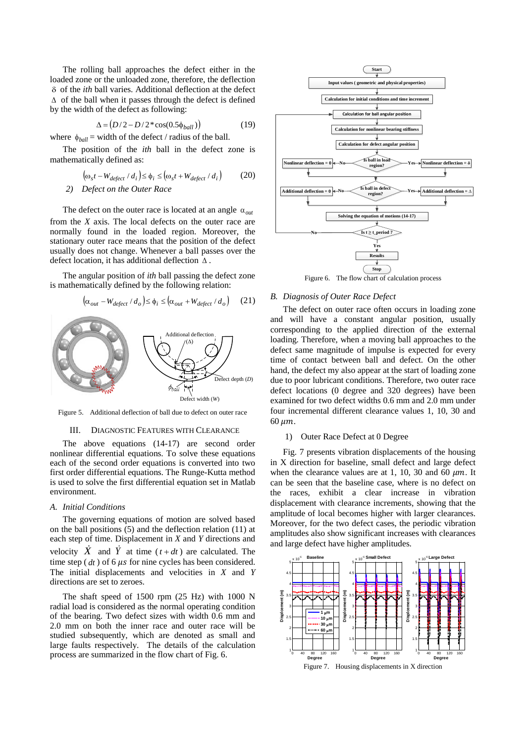The rolling ball approaches the defect either in the loaded zone or the unloaded zone, therefore, the deflection $\delta$ of the *ith* ball varies. Additional deflection at the defect $\Delta$ of the ball when it passes through the defect is defined by the width of the defect as following:

$$\Delta = \left(D/2 - D/2 * \cos(0.5\phi_{ball})\right) \tag{19}$$

where $\phi_{ball}$ = width of the defect / radius of the ball.

The position of the *ith* ball in the defect zone is mathematically defined as:

$$\left(\omega_s t - W_{defect}/d_i\right) \leq \phi_i \leq \left(\omega_s t + W_{defect}/d_i\right) \tag{20}$$

*2) Defect on the Outer Race*

The defect on the outer race is located at an angle $\alpha_{out}$ from the $X$ axis. The local defects on the outer race are normally found in the loaded region. Moreover, the stationary outer race means that the position of the defect usually does not change. Whenever a ball passes over the defect location, it has additional deflection $\Delta$.

The angular position of *ith* ball passing the defect zone is mathematically defined by the following relation:

$$\left(\alpha_{out} - W_{defect}/d_o\right) \leq \phi_i \leq \left(\alpha_{out} + W_{defect}/d_o\right) \tag{21}$$

Figure 5. Additional deflection of ball due to defect on outer race

## III. Diagnostic Features with Clearance

The above equations (14-17) are second order nonlinear differential equations. To solve these equations each of the second order equations is converted into two first order differential equations. The Runge-Kutta method is used to solve the first differential equation set in Matlab environment.

### *A. Initial Conditions*

The governing equations of motion are solved based on the ball positions (5) and the deflection relation (11) at each step of time. Displacement in $X$ and $Y$ directions and velocity $\dot{X}$ and $\dot{Y}$ at time ($t+dt$) are calculated. The time step ($dt$) of 6 $\mu s$ for nine cycles has been considered. The initial displacements and velocities in $X$ and $Y$ directions are set to zeroes.

The shaft speed of 1500 rpm (25 Hz) with 1000 N radial load is considered as the normal operating condition of the bearing. Two defect sizes with width 0.6 mm and 2.0 mm on both the inner race and outer race will be studied subsequently, which are denoted as small and large faults respectively. The details of the calculation process are summarized in the flow chart of Fig. 6.

Figure 6. The flow chart of calculation process

### *B. Diagnosis of Outer Race Defect*

The defect on outer race often occurs in loading zone and will have a constant angular position, usually corresponding to the applied direction of the external loading. Therefore, when a moving ball approaches to the defect same magnitude of impulse is expected for every time of contact between ball and defect. On the other hand, the defect my also appear at the start of loading zone due to poor lubricant conditions. Therefore, two outer race defect locations (0 degree and 320 degrees) have been examined for two defect widths 0.6 mm and 2.0 mm under four incremental different clearance values 1, 10, 30 and 60 $\mu m$.

1) Outer Race Defect at 0 Degree

Fig. 7 presents vibration displacements of the housing in X direction for baseline, small defect and large defect when the clearance values are at 1, 10, 30 and 60 $\mu m$. It can be seen that the baseline case, where is no defect on the races, exhibit a clear increase in vibration displacement with clearance increments, showing that the amplitude of local becomes higher with larger clearances. Moreover, for the two defect cases, the periodic vibration amplitudes also show significant increases with clearances and large defect have higher amplitudes.

Figure 7. Housing displacements in X direction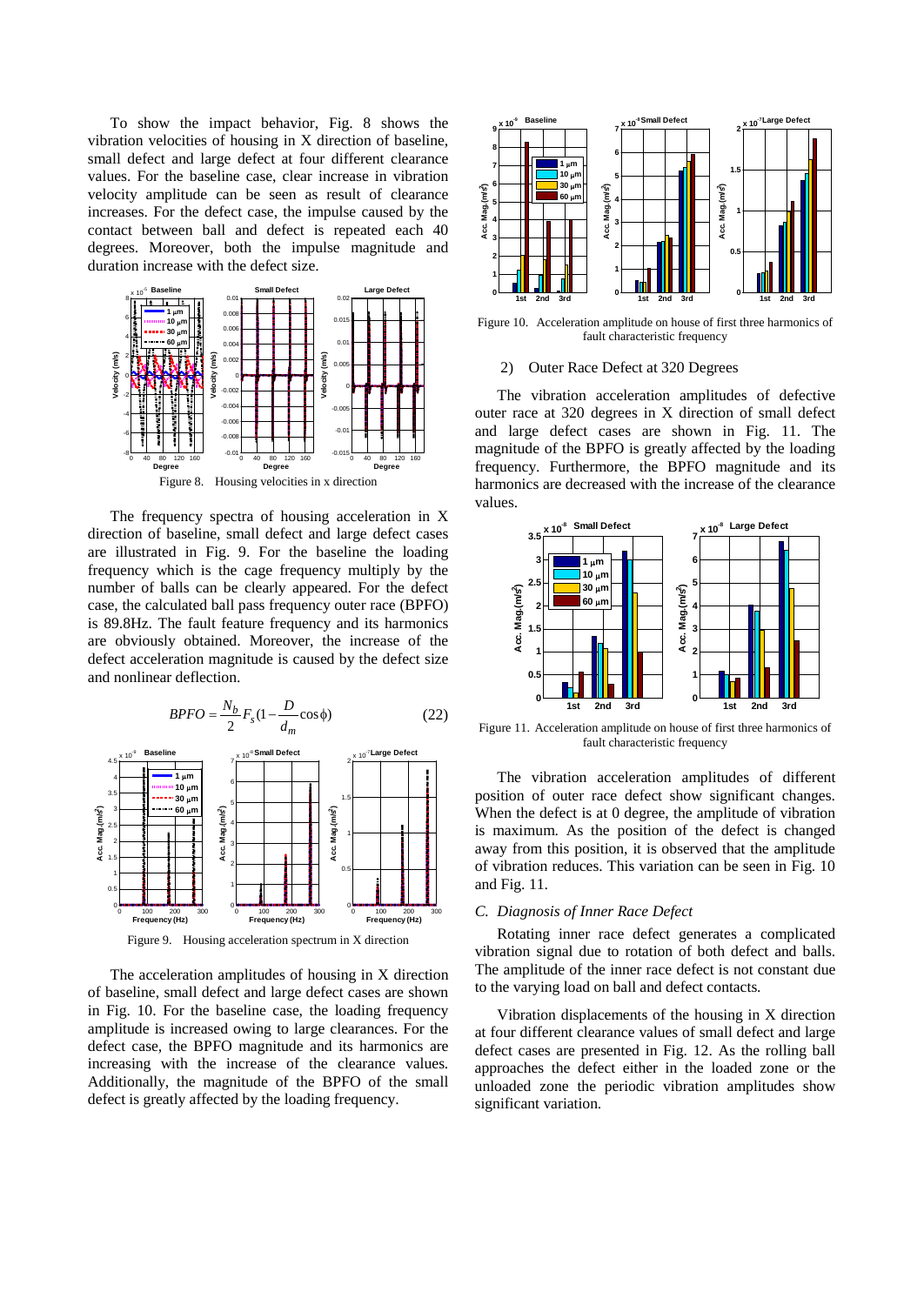To show the impact behavior, Fig. 8 shows the vibration velocities of housing in X direction of baseline, small defect and large defect at four different clearance values. For the baseline case, clear increase in vibration velocity amplitude can be seen as result of clearance increases. For the defect case, the impulse caused by the contact between ball and defect is repeated each 40 degrees. Moreover, both the impulse magnitude and duration increase with the defect size.

Figure 8. Housing velocities in x direction

The frequency spectra of housing acceleration in X direction of baseline, small defect and large defect cases are illustrated in Fig. 9. For the baseline the loading frequency which is the cage frequency multiply by the number of balls can be clearly appeared. For the defect case, the calculated ball pass frequency outer race (BPFO) is 89.8Hz. The fault feature frequency and its harmonics are obviously obtained. Moreover, the increase of the defect acceleration magnitude is caused by the defect size and nonlinear deflection.

$$BPFO = \frac{N_b}{2} F_s \left(1 - \frac{D}{d_m}\cos\phi\right) \tag{22}$$

Figure 9. Housing acceleration spectrum in X direction

The acceleration amplitudes of housing in X direction of baseline, small defect and large defect cases are shown in Fig. 10. For the baseline case, the loading frequency amplitude is increased owing to large clearances. For the defect case, the BPFO magnitude and its harmonics are increasing with the increase of the clearance values. Additionally, the magnitude of the BPFO of the small defect is greatly affected by the loading frequency.

Figure 10. Acceleration amplitude on house of first three harmonics of fault characteristic frequency

2) Outer Race Defect at 320 Degrees

The vibration acceleration amplitudes of defective outer race at 320 degrees in X direction of small defect and large defect cases are shown in Fig. 11. The magnitude of the BPFO is greatly affected by the loading frequency. Furthermore, the BPFO magnitude and its harmonics are decreased with the increase of the clearance values.

Figure 11. Acceleration amplitude on house of first three harmonics of fault characteristic frequency

The vibration acceleration amplitudes of different position of outer race defect show significant changes. When the defect is at 0 degree, the amplitude of vibration is maximum. As the position of the defect is changed away from this position, it is observed that the amplitude of vibration reduces. This variation can be seen in Fig. 10 and Fig. 11.

### *C. Diagnosis of Inner Race Defect*

Rotating inner race defect generates a complicated vibration signal due to rotation of both defect and balls. The amplitude of the inner race defect is not constant due to the varying load on ball and defect contacts.

Vibration displacements of the housing in X direction at four different clearance values of small defect and large defect cases are presented in Fig. 12. As the rolling ball approaches the defect either in the loaded zone or the unloaded zone the periodic vibration amplitudes show significant variation.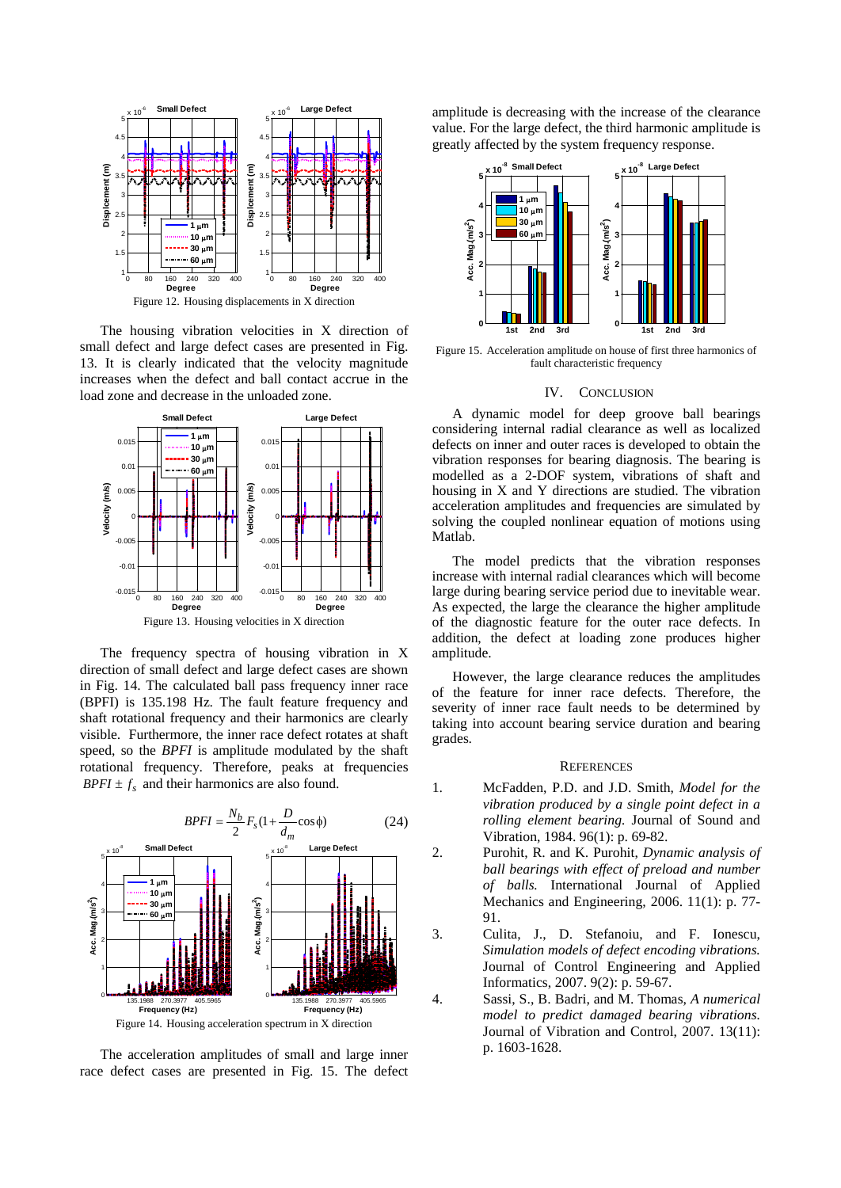Figure 12. Housing displacements in X direction

The housing vibration velocities in X direction of small defect and large defect cases are presented in Fig. 13. It is clearly indicated that the velocity magnitude increases when the defect and ball contact accrue in the load zone and decrease in the unloaded zone.

Figure 13. Housing velocities in X direction

The frequency spectra of housing vibration in X direction of small defect and large defect cases are shown in Fig. 14. The calculated ball pass frequency inner race (BPFI) is 135.198 Hz. The fault feature frequency and shaft rotational frequency and their harmonics are clearly visible. Furthermore, the inner race defect rotates at shaft speed, so the *BPFI* is amplitude modulated by the shaft rotational frequency. Therefore, peaks at frequencies $BPFI \pm f_s$ and their harmonics are also found.

$$BPFI = \frac{N_b}{2} F_s \left(1 + \frac{D}{d_m} \cos\phi\right) \qquad (24)$$

Figure 14. Housing acceleration spectrum in X direction

The acceleration amplitudes of small and large inner race defect cases are presented in Fig. 15. The defect amplitude is decreasing with the increase of the clearance value. For the large defect, the third harmonic amplitude is greatly affected by the system frequency response.

Figure 15. Acceleration amplitude on house of first three harmonics of fault characteristic frequency

## IV. Conclusion

A dynamic model for deep groove ball bearings considering internal radial clearance as well as localized defects on inner and outer races is developed to obtain the vibration responses for bearing diagnosis. The bearing is modelled as a 2-DOF system, vibrations of shaft and housing in X and Y directions are studied. The vibration acceleration amplitudes and frequencies are simulated by solving the coupled nonlinear equation of motions using Matlab.

The model predicts that the vibration responses increase with internal radial clearances which will become large during bearing service period due to inevitable wear. As expected, the large the clearance the higher amplitude of the diagnostic feature for the outer race defects. In addition, the defect at loading zone produces higher amplitude.

However, the large clearance reduces the amplitudes of the feature for inner race defects. Therefore, the severity of inner race fault needs to be determined by taking into account bearing service duration and bearing grades.

## References

1. McFadden, P.D. and J.D. Smith, *Model for the vibration produced by a single point defect in a rolling element bearing.* Journal of Sound and Vibration, 1984. 96(1): p. 69-82.
2. Purohit, R. and K. Purohit, *Dynamic analysis of ball bearings with effect of preload and number of balls.* International Journal of Applied Mechanics and Engineering, 2006. 11(1): p. 77-91.
3. Culita, J., D. Stefanoiu, and F. Ionescu, *Simulation models of defect encoding vibrations.* Journal of Control Engineering and Applied Informatics, 2007. 9(2): p. 59-67.
4. Sassi, S., B. Badri, and M. Thomas, *A numerical model to predict damaged bearing vibrations.* Journal of Vibration and Control, 2007. 13(11): p. 1603-1628.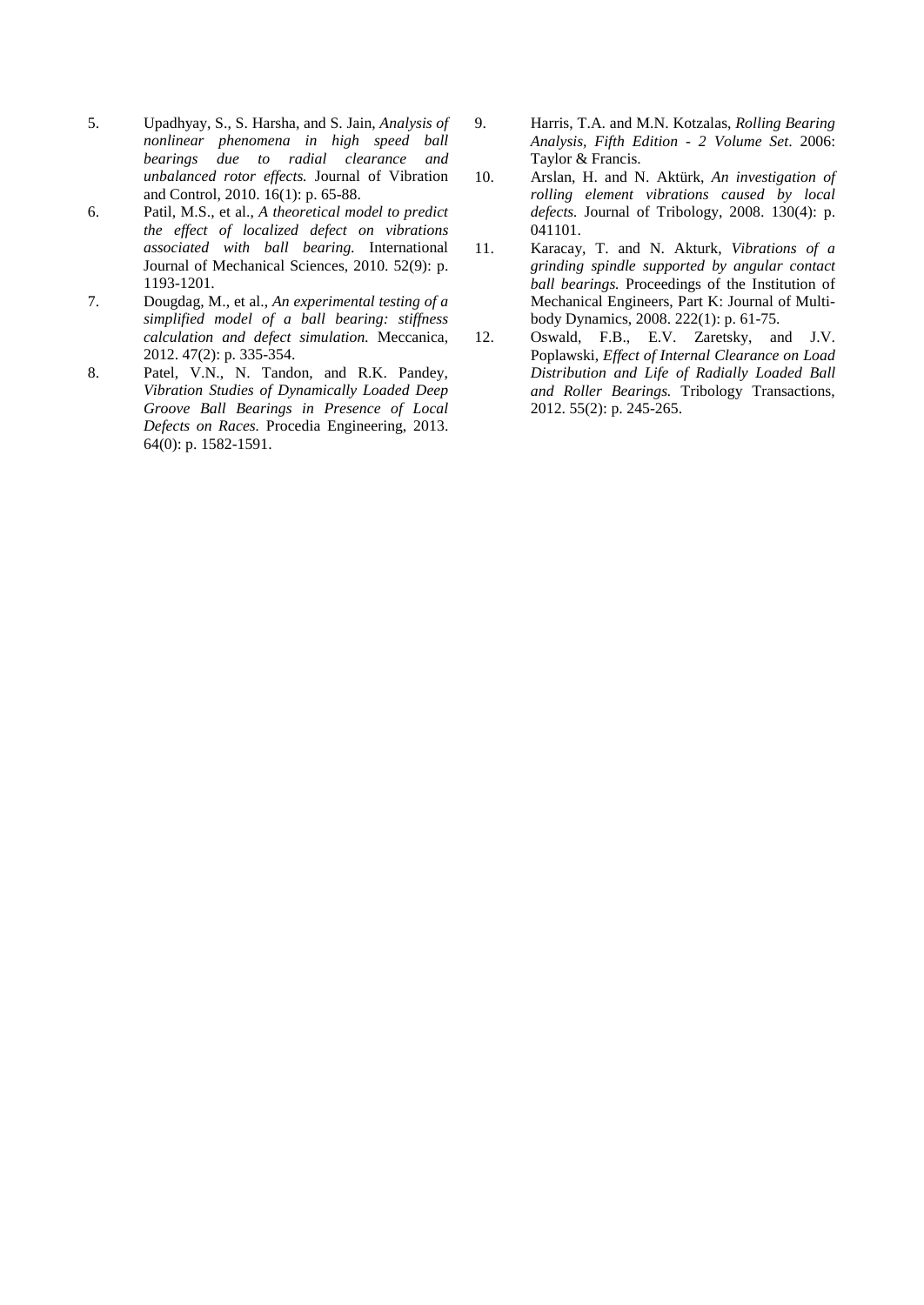5. Upadhyay, S., S. Harsha, and S. Jain, *Analysis of nonlinear phenomena in high speed ball bearings due to radial clearance and unbalanced rotor effects.* Journal of Vibration and Control, 2010. 16(1): p. 65-88.
6. Patil, M.S., et al., *A theoretical model to predict the effect of localized defect on vibrations associated with ball bearing.* International Journal of Mechanical Sciences, 2010. 52(9): p. 1193-1201.
7. Dougdag, M., et al., *An experimental testing of a simplified model of a ball bearing: stiffness calculation and defect simulation.* Meccanica, 2012. 47(2): p. 335-354.
8. Patel, V.N., N. Tandon, and R.K. Pandey, *Vibration Studies of Dynamically Loaded Deep Groove Ball Bearings in Presence of Local Defects on Races.* Procedia Engineering, 2013. 64(0): p. 1582-1591.
9. Harris, T.A. and M.N. Kotzalas, *Rolling Bearing Analysis, Fifth Edition - 2 Volume Set*. 2006: Taylor & Francis.
10. Arslan, H. and N. Aktürk, *An investigation of rolling element vibrations caused by local defects.* Journal of Tribology, 2008. 130(4): p. 041101.
11. Karacay, T. and N. Akturk, *Vibrations of a grinding spindle supported by angular contact ball bearings.* Proceedings of the Institution of Mechanical Engineers, Part K: Journal of Multi-body Dynamics, 2008. 222(1): p. 61-75.
12. Oswald, F.B., E.V. Zaretsky, and J.V. Poplawski, *Effect of Internal Clearance on Load Distribution and Life of Radially Loaded Ball and Roller Bearings.* Tribology Transactions, 2012. 55(2): p. 245-265.